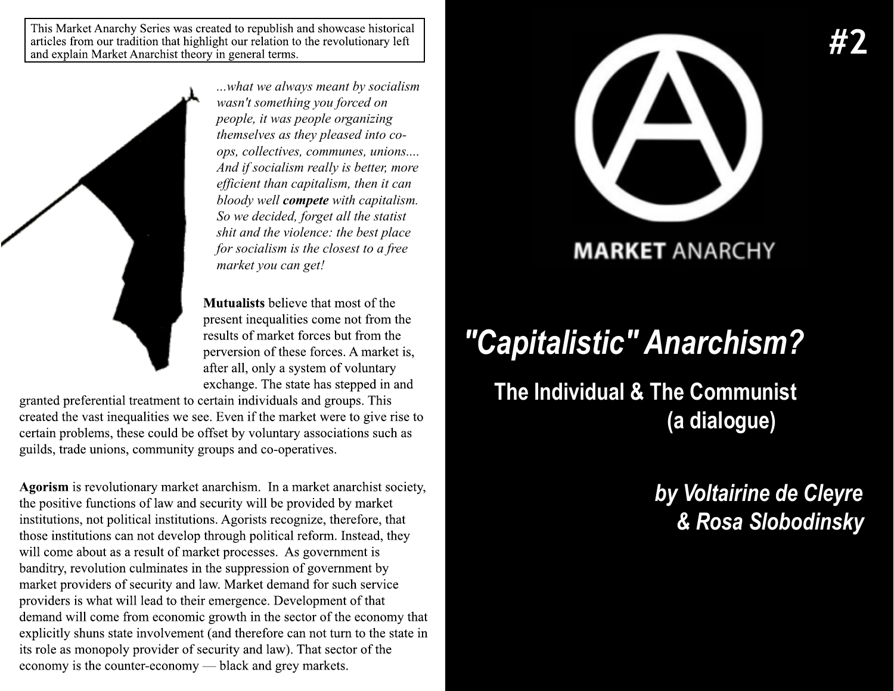This Market Anarchy Series was created to republish and showcase historical articles from our tradition that highlight our relation to the revolutionary left and explain Market Anarchist theory in general terms.

*...what we always meant by socialism wasn't something you forced on people, it was people organizing themselves as they pleased into co-ops, collectives, communes, unions.... And if socialism really is better, more efficient than capitalism, then it can bloody well **compete** with capitalism. So we decided, forget all the statist shit and the violence: the best place for socialism is the closest to a free market you can get!*

**Mutualists** believe that most of the present inequalities come not from the results of market forces but from the perversion of these forces. A market is, after all, only a system of voluntary exchange. The state has stepped in and granted preferential treatment to certain individuals and groups. This created the vast inequalities we see. Even if the market were to give rise to certain problems, these could be offset by voluntary associations such as guilds, trade unions, community groups and co-operatives.

**Agorism** is revolutionary market anarchism. In a market anarchist society, the positive functions of law and security will be provided by market institutions, not political institutions. Agorists recognize, therefore, that those institutions can not develop through political reform. Instead, they will come about as a result of market processes. As government is banditry, revolution culminates in the suppression of government by market providers of security and law. Market demand for such service providers is what will lead to their emergence. Development of that demand will come from economic growth in the sector of the economy that explicitly shuns state involvement (and therefore can not turn to the state in its role as monopoly provider of security and law). That sector of the economy is the counter-economy — black and grey markets.

#2

MARKET ANARCHY

# *"Capitalistic" Anarchism?*

## The Individual & The Communist (a dialogue)

***by Voltairine de Cleyre & Rosa Slobodinsky***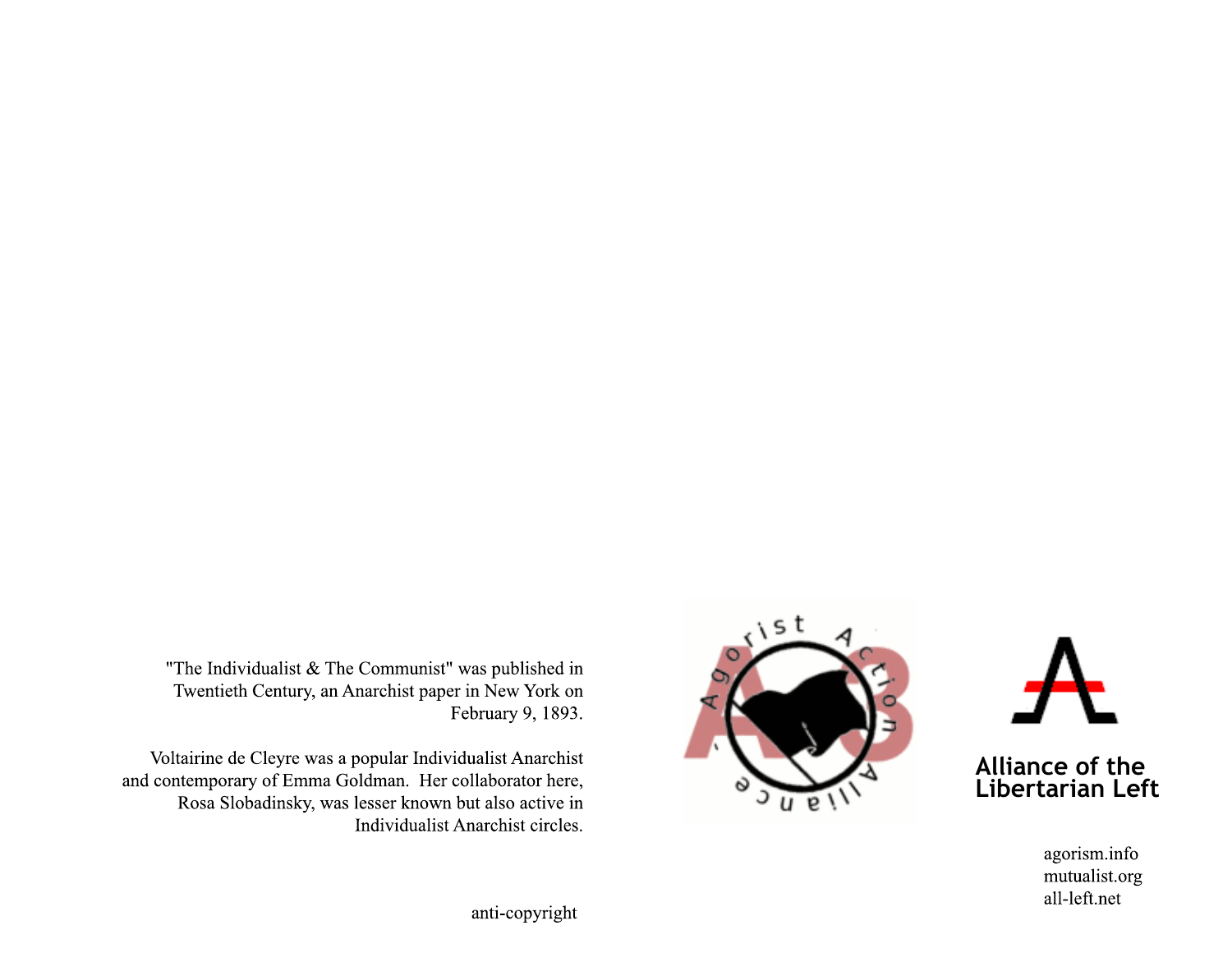"The Individualist & The Communist" was published in Twentieth Century, an Anarchist paper in New York on February 9, 1893.

Voltairine de Cleyre was a popular Individualist Anarchist and contemporary of Emma Goldman. Her collaborator here, Rosa Slobadinsky, was lesser known but also active in Individualist Anarchist circles.

anti-copyright

Agorist Action Alliance

Alliance of the Libertarian Left

agorism.info
mutualist.org
all-left.net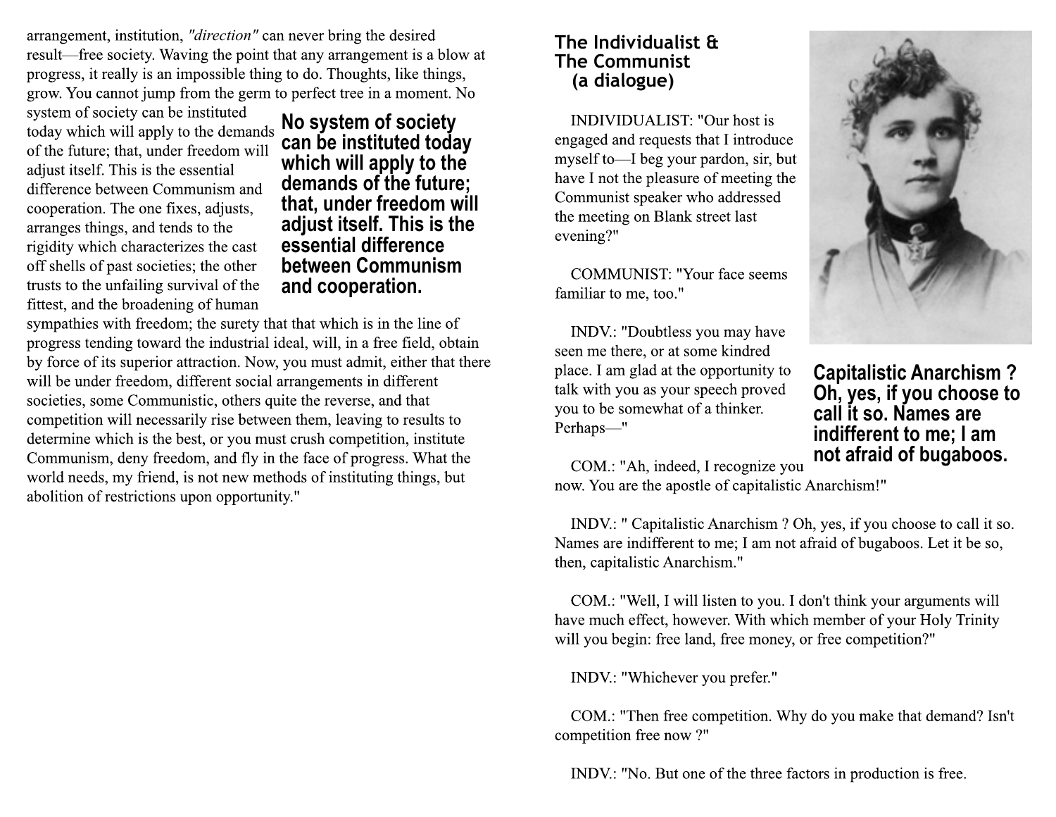arrangement, institution, *"direction"* can never bring the desired result—free society. Waving the point that any arrangement is a blow at progress, it really is an impossible thing to do. Thoughts, like things, grow. You cannot jump from the germ to perfect tree in a moment. No system of society can be instituted today which will apply to the demands of the future; that, under freedom will adjust itself. This is the essential difference between Communism and cooperation. The one fixes, adjusts, arranges things, and tends to the rigidity which characterizes the cast off shells of past societies; the other trusts to the unfailing survival of the fittest, and the broadening of human sympathies with freedom; the surety that that which is in the line of progress tending toward the industrial ideal, will, in a free field, obtain by force of its superior attraction. Now, you must admit, either that there will be under freedom, different social arrangements in different societies, some Communistic, others quite the reverse, and that competition will necessarily rise between them, leaving to results to determine which is the best, or you must crush competition, institute Communism, deny freedom, and fly in the face of progress. What the world needs, my friend, is not new methods of instituting things, but abolition of restrictions upon opportunity."

**No system of society can be instituted today which will apply to the demands of the future; that, under freedom will adjust itself. This is the essential difference between Communism and cooperation.**

## The Individualist & The Communist (a dialogue)

INDIVIDUALIST: "Our host is engaged and requests that I introduce myself to—I beg your pardon, sir, but have I not the pleasure of meeting the Communist speaker who addressed the meeting on Blank street last evening?"

COMMUNIST: "Your face seems familiar to me, too."

INDV.: "Doubtless you may have seen me there, or at some kindred place. I am glad at the opportunity to talk with you as your speech proved you to be somewhat of a thinker. Perhaps—"

COM.: "Ah, indeed, I recognize you now. You are the apostle of capitalistic Anarchism!"

INDV.: " Capitalistic Anarchism ? Oh, yes, if you choose to call it so. Names are indifferent to me; I am not afraid of bugaboos. Let it be so, then, capitalistic Anarchism."

**Capitalistic Anarchism ? Oh, yes, if you choose to call it so. Names are indifferent to me; I am not afraid of bugaboos.**

COM.: "Well, I will listen to you. I don't think your arguments will have much effect, however. With which member of your Holy Trinity will you begin: free land, free money, or free competition?"

INDV.: "Whichever you prefer."

COM.: "Then free competition. Why do you make that demand? Isn't competition free now ?"

INDV.: "No. But one of the three factors in production is free.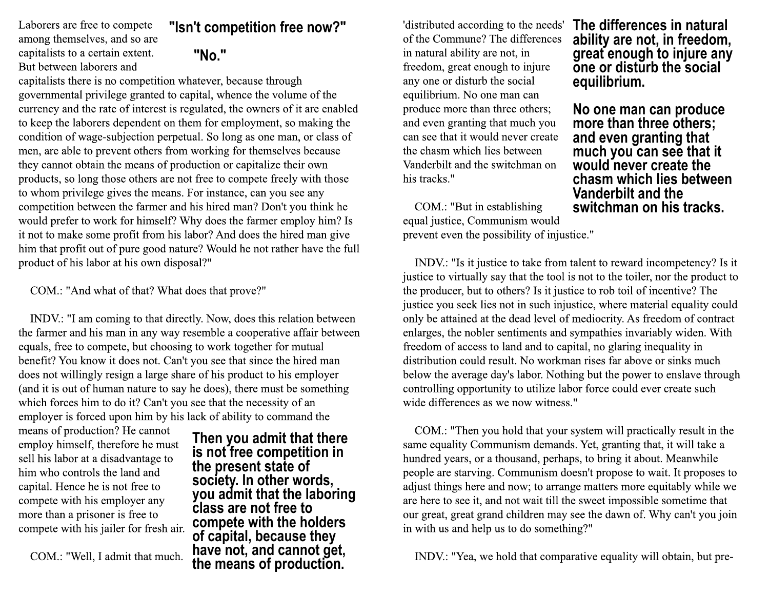Laborers are free to compete among themselves, and so are capitalists to a certain extent. But between laborers and capitalists there is no competition whatever, because through governmental privilege granted to capital, whence the volume of the currency and the rate of interest is regulated, the owners of it are enabled to keep the laborers dependent on them for employment, so making the condition of wage-subjection perpetual. So long as one man, or class of men, are able to prevent others from working for themselves because they cannot obtain the means of production or capitalize their own products, so long those others are not free to compete freely with those to whom privilege gives the means. For instance, can you see any competition between the farmer and his hired man? Don't you think he would prefer to work for himself? Why does the farmer employ him? Is it not to make some profit from his labor? And does the hired man give him that profit out of pure good nature? Would he not rather have the full product of his labor at his own disposal?"

> **"Isn't competition free now?"**
>
> **"No."**

COM.: "And what of that? What does that prove?"

INDV.: "I am coming to that directly. Now, does this relation between the farmer and his man in any way resemble a cooperative affair between equals, free to compete, but choosing to work together for mutual benefit? You know it does not. Can't you see that since the hired man does not willingly resign a large share of his product to his employer (and it is out of human nature to say he does), there must be something which forces him to do it? Can't you see that the necessity of an employer is forced upon him by his lack of ability to command the means of production? He cannot employ himself, therefore he must sell his labor at a disadvantage to him who controls the land and capital. Hence he is not free to compete with his employer any more than a prisoner is free to compete with his jailer for fresh air.

COM.: "Well, I admit that much.

> **Then you admit that there is not free competition in the present state of society. In other words, you admit that the laboring class are not free to compete with the holders of capital, because they have not, and cannot get, the means of production.**

'distributed according to the needs' of the Commune? The differences in natural ability are not, in freedom, great enough to injure any one or disturb the social equilibrium. No one man can produce more than three others; and even granting that much you can see that it would never create the chasm which lies between Vanderbilt and the switchman on his tracks."

> **The differences in natural ability are not, in freedom, great enough to injure any one or disturb the social equilibrium.**
>
> **No one man can produce more than three others; and even granting that much you can see that it would never create the chasm which lies between Vanderbilt and the switchman on his tracks.**

COM.: "But in establishing equal justice, Communism would prevent even the possibility of injustice."

INDV.: "Is it justice to take from talent to reward incompetency? Is it justice to virtually say that the tool is not to the toiler, nor the product to the producer, but to others? Is it justice to rob toil of incentive? The justice you seek lies not in such injustice, where material equality could only be attained at the dead level of mediocrity. As freedom of contract enlarges, the nobler sentiments and sympathies invariably widen. With freedom of access to land and to capital, no glaring inequality in distribution could result. No workman rises far above or sinks much below the average day's labor. Nothing but the power to enslave through controlling opportunity to utilize labor force could ever create such wide differences as we now witness."

COM.: "Then you hold that your system will practically result in the same equality Communism demands. Yet, granting that, it will take a hundred years, or a thousand, perhaps, to bring it about. Meanwhile people are starving. Communism doesn't propose to wait. It proposes to adjust things here and now; to arrange matters more equitably while we are here to see it, and not wait till the sweet impossible sometime that our great, great grand children may see the dawn of. Why can't you join in with us and help us to do something?"

INDV.: "Yea, we hold that comparative equality will obtain, but pre-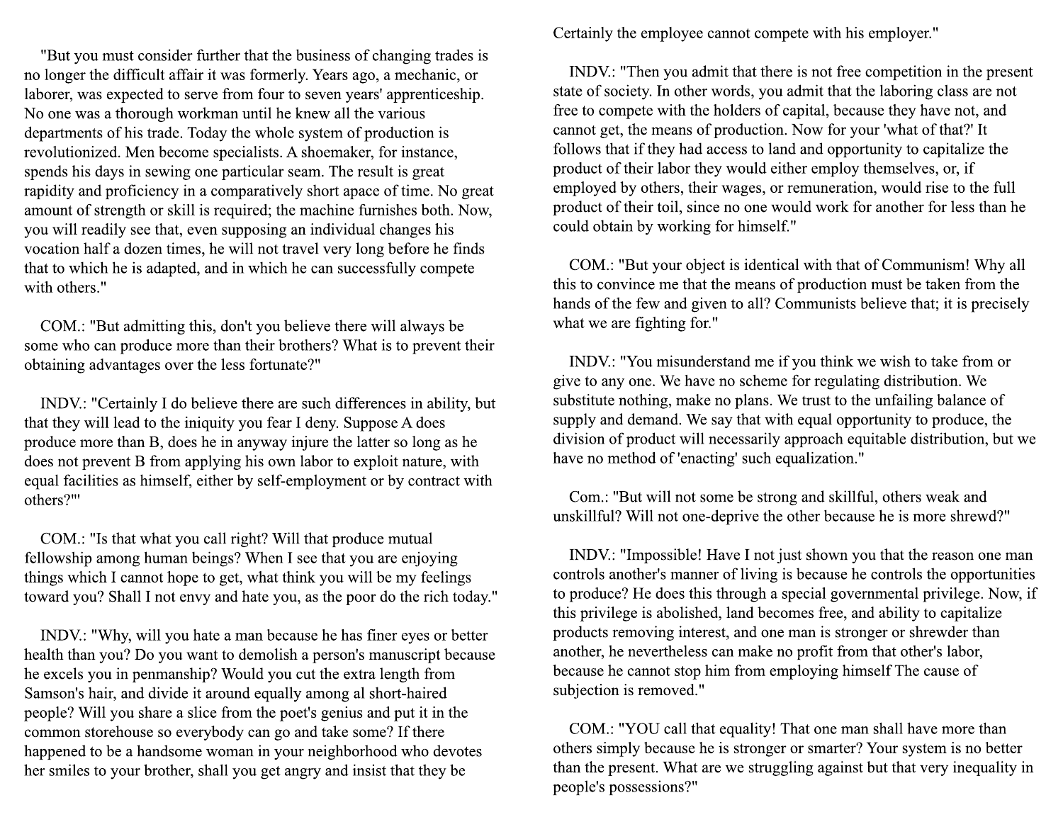"But you must consider further that the business of changing trades is no longer the difficult affair it was formerly. Years ago, a mechanic, or laborer, was expected to serve from four to seven years' apprenticeship. No one was a thorough workman until he knew all the various departments of his trade. Today the whole system of production is revolutionized. Men become specialists. A shoemaker, for instance, spends his days in sewing one particular seam. The result is great rapidity and proficiency in a comparatively short apace of time. No great amount of strength or skill is required; the machine furnishes both. Now, you will readily see that, even supposing an individual changes his vocation half a dozen times, he will not travel very long before he finds that to which he is adapted, and in which he can successfully compete with others."

COM.: "But admitting this, don't you believe there will always be some who can produce more than their brothers? What is to prevent their obtaining advantages over the less fortunate?"

INDV.: "Certainly I do believe there are such differences in ability, but that they will lead to the iniquity you fear I deny. Suppose A does produce more than B, does he in anyway injure the latter so long as he does not prevent B from applying his own labor to exploit nature, with equal facilities as himself, either by self-employment or by contract with others?'"

COM.: "Is that what you call right? Will that produce mutual fellowship among human beings? When I see that you are enjoying things which I cannot hope to get, what think you will be my feelings toward you? Shall I not envy and hate you, as the poor do the rich today."

INDV.: "Why, will you hate a man because he has finer eyes or better health than you? Do you want to demolish a person's manuscript because he excels you in penmanship? Would you cut the extra length from Samson's hair, and divide it around equally among al short-haired people? Will you share a slice from the poet's genius and put it in the common storehouse so everybody can go and take some? If there happened to be a handsome woman in your neighborhood who devotes her smiles to your brother, shall you get angry and insist that they be Certainly the employee cannot compete with his employer."

INDV.: "Then you admit that there is not free competition in the present state of society. In other words, you admit that the laboring class are not free to compete with the holders of capital, because they have not, and cannot get, the means of production. Now for your 'what of that?' It follows that if they had access to land and opportunity to capitalize the product of their labor they would either employ themselves, or, if employed by others, their wages, or remuneration, would rise to the full product of their toil, since no one would work for another for less than he could obtain by working for himself."

COM.: "But your object is identical with that of Communism! Why all this to convince me that the means of production must be taken from the hands of the few and given to all? Communists believe that; it is precisely what we are fighting for."

INDV.: "You misunderstand me if you think we wish to take from or give to any one. We have no scheme for regulating distribution. We substitute nothing, make no plans. We trust to the unfailing balance of supply and demand. We say that with equal opportunity to produce, the division of product will necessarily approach equitable distribution, but we have no method of 'enacting' such equalization."

Com.: "But will not some be strong and skillful, others weak and unskillful? Will not one-deprive the other because he is more shrewd?"

INDV.: "Impossible! Have I not just shown you that the reason one man controls another's manner of living is because he controls the opportunities to produce? He does this through a special governmental privilege. Now, if this privilege is abolished, land becomes free, and ability to capitalize products removing interest, and one man is stronger or shrewder than another, he nevertheless can make no profit from that other's labor, because he cannot stop him from employing himself The cause of subjection is removed."

COM.: "YOU call that equality! That one man shall have more than others simply because he is stronger or smarter? Your system is no better than the present. What are we struggling against but that very inequality in people's possessions?"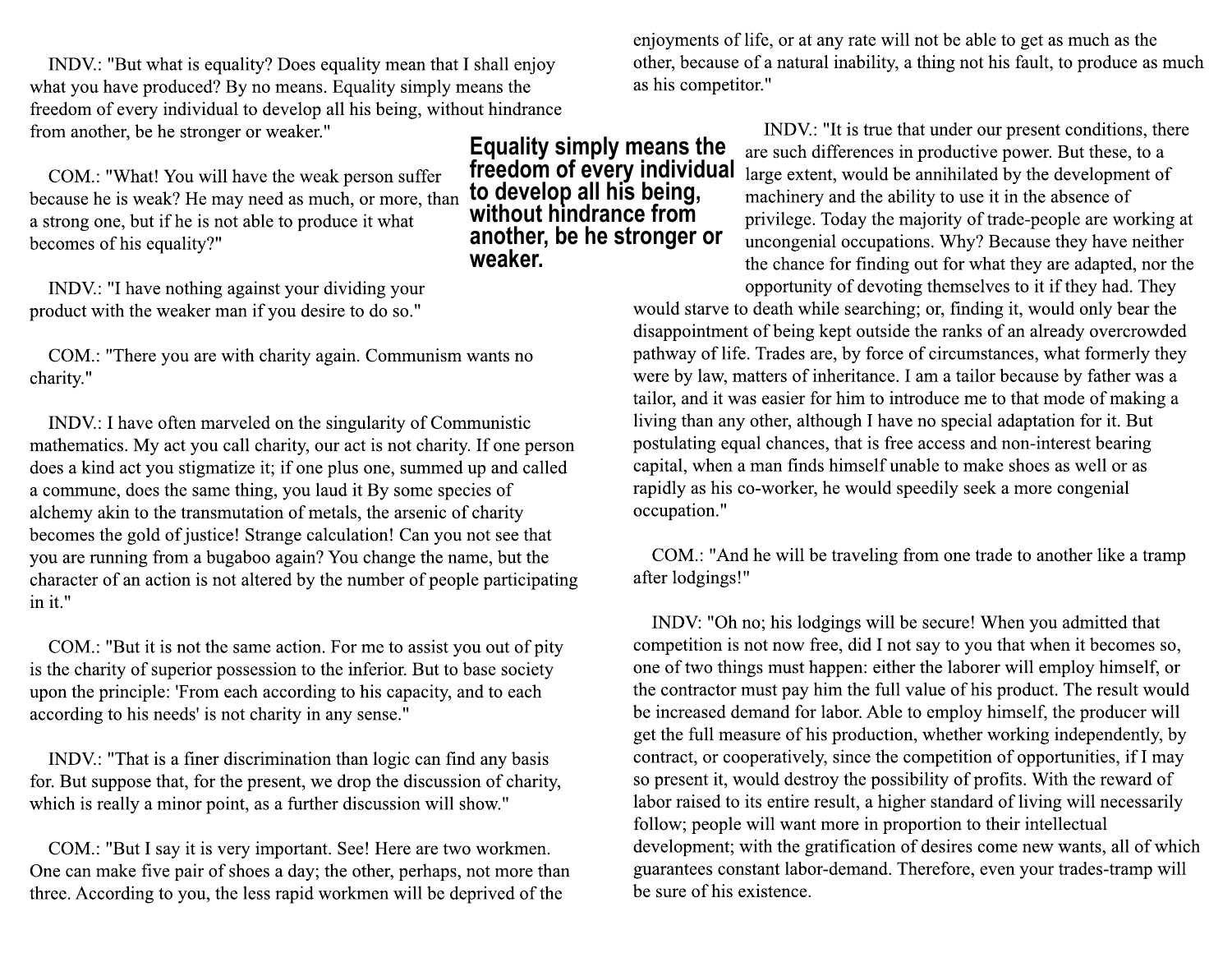INDV.: "But what is equality? Does equality mean that I shall enjoy what you have produced? By no means. Equality simply means the freedom of every individual to develop all his being, without hindrance from another, be he stronger or weaker."

**Equality simply means the freedom of every individual to develop all his being, without hindrance from another, be he stronger or weaker.**

COM.: "What! You will have the weak person suffer because he is weak? He may need as much, or more, than a strong one, but if he is not able to produce it what becomes of his equality?"

INDV.: "I have nothing against your dividing your product with the weaker man if you desire to do so."

COM.: "There you are with charity again. Communism wants no charity."

INDV.: I have often marveled on the singularity of Communistic mathematics. My act you call charity, our act is not charity. If one person does a kind act you stigmatize it; if one plus one, summed up and called a commune, does the same thing, you laud it By some species of alchemy akin to the transmutation of metals, the arsenic of charity becomes the gold of justice! Strange calculation! Can you not see that you are running from a bugaboo again? You change the name, but the character of an action is not altered by the number of people participating in it."

COM.: "But it is not the same action. For me to assist you out of pity is the charity of superior possession to the inferior. But to base society upon the principle: 'From each according to his capacity, and to each according to his needs' is not charity in any sense."

INDV.: "That is a finer discrimination than logic can find any basis for. But suppose that, for the present, we drop the discussion of charity, which is really a minor point, as a further discussion will show."

COM.: "But I say it is very important. See! Here are two workmen. One can make five pair of shoes a day; the other, perhaps, not more than three. According to you, the less rapid workmen will be deprived of the enjoyments of life, or at any rate will not be able to get as much as the other, because of a natural inability, a thing not his fault, to produce as much as his competitor."

INDV.: "It is true that under our present conditions, there are such differences in productive power. But these, to a large extent, would be annihilated by the development of machinery and the ability to use it in the absence of privilege. Today the majority of trade-people are working at uncongenial occupations. Why? Because they have neither the chance for finding out for what they are adapted, nor the opportunity of devoting themselves to it if they had. They would starve to death while searching; or, finding it, would only bear the disappointment of being kept outside the ranks of an already overcrowded pathway of life. Trades are, by force of circumstances, what formerly they were by law, matters of inheritance. I am a tailor because by father was a tailor, and it was easier for him to introduce me to that mode of making a living than any other, although I have no special adaptation for it. But postulating equal chances, that is free access and non-interest bearing capital, when a man finds himself unable to make shoes as well or as rapidly as his co-worker, he would speedily seek a more congenial occupation."

COM.: "And he will be traveling from one trade to another like a tramp after lodgings!"

INDV: "Oh no; his lodgings will be secure! When you admitted that competition is not now free, did I not say to you that when it becomes so, one of two things must happen: either the laborer will employ himself, or the contractor must pay him the full value of his product. The result would be increased demand for labor. Able to employ himself, the producer will get the full measure of his production, whether working independently, by contract, or cooperatively, since the competition of opportunities, if I may so present it, would destroy the possibility of profits. With the reward of labor raised to its entire result, a higher standard of living will necessarily follow; people will want more in proportion to their intellectual development; with the gratification of desires come new wants, all of which guarantees constant labor-demand. Therefore, even your trades-tramp will be sure of his existence.